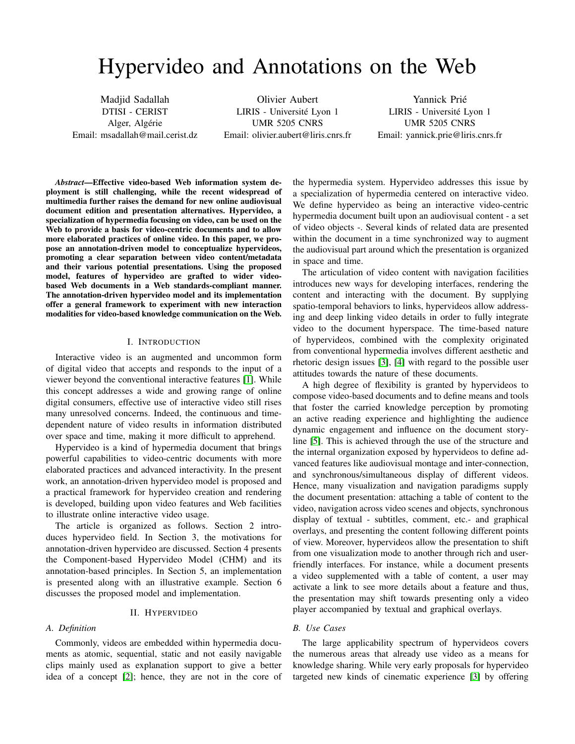# Hypervideo and Annotations on the Web

Madjid Sadallah
DTISI - CERIST
Alger, Algérie
Email: msadallah@mail.cerist.dz

Olivier Aubert
LIRIS - Université Lyon 1
UMR 5205 CNRS
Email: olivier.aubert@liris.cnrs.fr

Yannick Prié
LIRIS - Université Lyon 1
UMR 5205 CNRS
Email: yannick.prie@liris.cnrs.fr

***Abstract*—Effective video-based Web information system deployment is still challenging, while the recent widespread of multimedia further raises the demand for new online audiovisual document edition and presentation alternatives. Hypervideo, a specialization of hypermedia focusing on video, can be used on the Web to provide a basis for video-centric documents and to allow more elaborated practices of online video. In this paper, we propose an annotation-driven model to conceptualize hypervideos, promoting a clear separation between video content/metadata and their various potential presentations. Using the proposed model, features of hypervideo are grafted to wider video-based Web documents in a Web standards-compliant manner. The annotation-driven hypervideo model and its implementation offer a general framework to experiment with new interaction modalities for video-based knowledge communication on the Web.**

## I. Introduction

Interactive video is an augmented and uncommon form of digital video that accepts and responds to the input of a viewer beyond the conventional interactive features [1]. While this concept addresses a wide and growing range of online digital consumers, effective use of interactive video still rises many unresolved concerns. Indeed, the continuous and time-dependent nature of video results in information distributed over space and time, making it more difficult to apprehend.

Hypervideo is a kind of hypermedia document that brings powerful capabilities to video-centric documents with more elaborated practices and advanced interactivity. In the present work, an annotation-driven hypervideo model is proposed and a practical framework for hypervideo creation and rendering is developed, building upon video features and Web facilities to illustrate online interactive video usage.

The article is organized as follows. Section 2 introduces hypervideo field. In Section 3, the motivations for annotation-driven hypervideo are discussed. Section 4 presents the Component-based Hypervideo Model (CHM) and its annotation-based principles. In Section 5, an implementation is presented along with an illustrative example. Section 6 discusses the proposed model and implementation.

## II. Hypervideo

### A. Definition

Commonly, videos are embedded within hypermedia documents as atomic, sequential, static and not easily navigable clips mainly used as explanation support to give a better idea of a concept [2]; hence, they are not in the core of the hypermedia system. Hypervideo addresses this issue by a specialization of hypermedia centered on interactive video. We define hypervideo as being an interactive video-centric hypermedia document built upon an audiovisual content - a set of video objects -. Several kinds of related data are presented within the document in a time synchronized way to augment the audiovisual part around which the presentation is organized in space and time.

The articulation of video content with navigation facilities introduces new ways for developing interfaces, rendering the content and interacting with the document. By supplying spatio-temporal behaviors to links, hypervideos allow addressing and deep linking video details in order to fully integrate video to the document hyperspace. The time-based nature of hypervideos, combined with the complexity originated from conventional hypermedia involves different aesthetic and rhetoric design issues [3], [4] with regard to the possible user attitudes towards the nature of these documents.

A high degree of flexibility is granted by hypervideos to compose video-based documents and to define means and tools that foster the carried knowledge perception by promoting an active reading experience and highlighting the audience dynamic engagement and influence on the document storyline [5]. This is achieved through the use of the structure and the internal organization exposed by hypervideos to define advanced features like audiovisual montage and inter-connection, and synchronous/simultaneous display of different videos. Hence, many visualization and navigation paradigms supply the document presentation: attaching a table of content to the video, navigation across video scenes and objects, synchronous display of textual - subtitles, comment, etc.- and graphical overlays, and presenting the content following different points of view. Moreover, hypervideos allow the presentation to shift from one visualization mode to another through rich and user-friendly interfaces. For instance, while a document presents a video supplemented with a table of content, a user may activate a link to see more details about a feature and thus, the presentation may shift towards presenting only a video player accompanied by textual and graphical overlays.

### B. Use Cases

The large applicability spectrum of hypervideos covers the numerous areas that already use video as a means for knowledge sharing. While very early proposals for hypervideo targeted new kinds of cinematic experience [3] by offering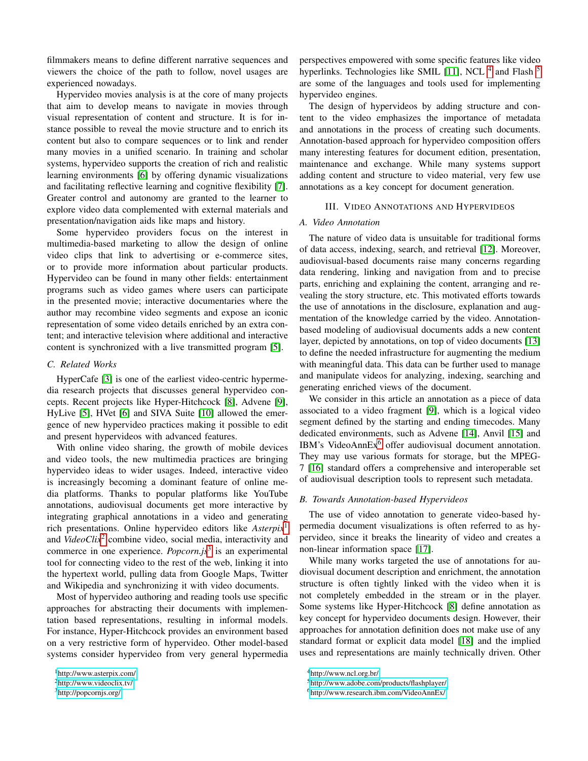filmmakers means to define different narrative sequences and viewers the choice of the path to follow, novel usages are experienced nowadays.

Hypervideo movies analysis is at the core of many projects that aim to develop means to navigate in movies through visual representation of content and structure. It is for instance possible to reveal the movie structure and to enrich its content but also to compare sequences or to link and render many movies in a unified scenario. In training and scholar systems, hypervideo supports the creation of rich and realistic learning environments [6] by offering dynamic visualizations and facilitating reflective learning and cognitive flexibility [7]. Greater control and autonomy are granted to the learner to explore video data complemented with external materials and presentation/navigation aids like maps and history.

Some hypervideo providers focus on the interest in multimedia-based marketing to allow the design of online video clips that link to advertising or e-commerce sites, or to provide more information about particular products. Hypervideo can be found in many other fields: entertainment programs such as video games where users can participate in the presented movie; interactive documentaries where the author may recombine video segments and expose an iconic representation of some video details enriched by an extra content; and interactive television where additional and interactive content is synchronized with a live transmitted program [5].

### C. Related Works

HyperCafe [3] is one of the earliest video-centric hypermedia research projects that discusses general hypervideo concepts. Recent projects like Hyper-Hitchcock [8], Advene [9], HyLive [5], HVet [6] and SIVA Suite [10] allowed the emergence of new hypervideo practices making it possible to edit and present hypervideos with advanced features.

With online video sharing, the growth of mobile devices and video tools, the new multimedia practices are bringing hypervideo ideas to wider usages. Indeed, interactive video is increasingly becoming a dominant feature of online media platforms. Thanks to popular platforms like YouTube annotations, audiovisual documents get more interactive by integrating graphical annotations in a video and generating rich presentations. Online hypervideo editors like *Asterpix*[1] and *VideoClix*[2] combine video, social media, interactivity and commerce in one experience. *Popcorn.js*[3] is an experimental tool for connecting video to the rest of the web, linking it into the hypertext world, pulling data from Google Maps, Twitter and Wikipedia and synchronizing it with video documents.

Most of hypervideo authoring and reading tools use specific approaches for abstracting their documents with implementation based representations, resulting in informal models. For instance, Hyper-Hitchcock provides an environment based on a very restrictive form of hypervideo. Other model-based systems consider hypervideo from very general hypermedia perspectives empowered with some specific features like video hyperlinks. Technologies like SMIL [11], NCL [4] and Flash [5] are some of the languages and tools used for implementing hypervideo engines.

The design of hypervideos by adding structure and content to the video emphasizes the importance of metadata and annotations in the process of creating such documents. Annotation-based approach for hypervideo composition offers many interesting features for document edition, presentation, maintenance and exchange. While many systems support adding content and structure to video material, very few use annotations as a key concept for document generation.

## III. Video Annotations and Hypervideos

### A. Video Annotation

The nature of video data is unsuitable for traditional forms of data access, indexing, search, and retrieval [12]. Moreover, audiovisual-based documents raise many concerns regarding data rendering, linking and navigation from and to precise parts, enriching and explaining the content, arranging and revealing the story structure, etc. This motivated efforts towards the use of annotations in the disclosure, explanation and augmentation of the knowledge carried by the video. Annotation-based modeling of audiovisual documents adds a new content layer, depicted by annotations, on top of video documents [13] to define the needed infrastructure for augmenting the medium with meaningful data. This data can be further used to manage and manipulate videos for analyzing, indexing, searching and generating enriched views of the document.

We consider in this article an annotation as a piece of data associated to a video fragment [9], which is a logical video segment defined by the starting and ending timecodes. Many dedicated environments, such as Advene [14], Anvil [15] and IBM's VideoAnnEx[6] offer audiovisual document annotation. They may use various formats for storage, but the MPEG-7 [16] standard offers a comprehensive and interoperable set of audiovisual description tools to represent such metadata.

### B. Towards Annotation-based Hypervideos

The use of video annotation to generate video-based hypermedia document visualizations is often referred to as hypervideo, since it breaks the linearity of video and creates a non-linear information space [17].

While many works targeted the use of annotations for audiovisual document description and enrichment, the annotation structure is often tightly linked with the video when it is not completely embedded in the stream or in the player. Some systems like Hyper-Hitchcock [8] define annotation as key concept for hypervideo documents design. However, their approaches for annotation definition does not make use of any standard format or explicit data model [18] and the implied uses and representations are mainly technically driven. Other

[1] http://www.asterpix.com/
[2] http://www.videoclix.tv/
[3] http://popcornjs.org/
[4] http://www.ncl.org.br/
[5] http://www.adobe.com/products/flashplayer/
[6] http://www.research.ibm.com/VideoAnnEx/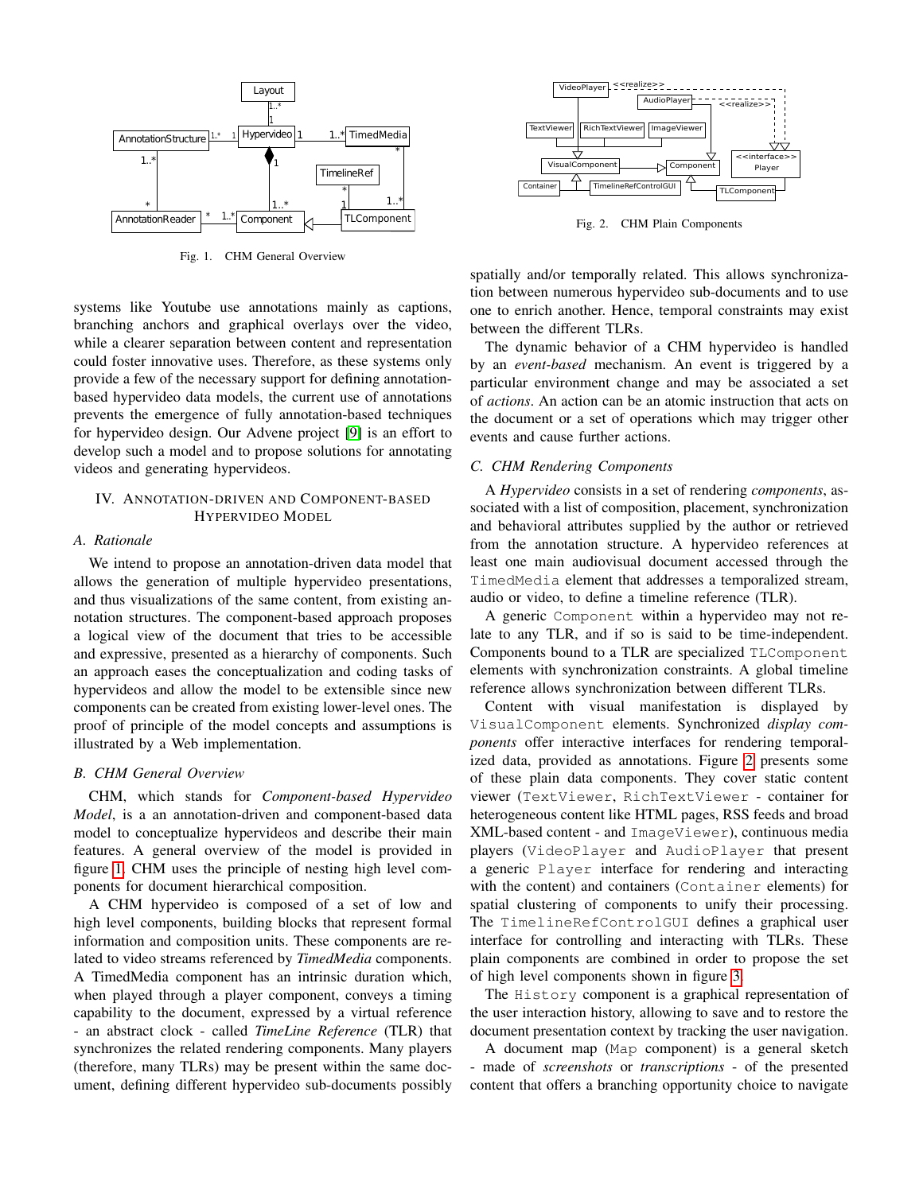Layout
1..*
1
AnnotationStructure
1..*
1
Hypervideo
1
1..*
TimedMedia
1..*
1
TimelineRef
*
*
1
1..*
1..*
AnnotationReader
*
1..*
Component
TLComponent

Fig. 1. CHM General Overview

VideoPlayer
<<realize>>
AudioPlayer
<<realize>>
TextViewer
RichTextViewer
ImageViewer
VisualComponent
Component
<<interface>>
Player
Container
TimelineRefControlGUI
TLComponent

Fig. 2. CHM Plain Components

systems like Youtube use annotations mainly as captions, branching anchors and graphical overlays over the video, while a clearer separation between content and representation could foster innovative uses. Therefore, as these systems only provide a few of the necessary support for defining annotation-based hypervideo data models, the current use of annotations prevents the emergence of fully annotation-based techniques for hypervideo design. Our Advene project [9] is an effort to develop such a model and to propose solutions for annotating videos and generating hypervideos.

## IV. Annotation-driven and Component-based Hypervideo Model

### A. Rationale

We intend to propose an annotation-driven data model that allows the generation of multiple hypervideo presentations, and thus visualizations of the same content, from existing annotation structures. The component-based approach proposes a logical view of the document that tries to be accessible and expressive, presented as a hierarchy of components. Such an approach eases the conceptualization and coding tasks of hypervideos and allow the model to be extensible since new components can be created from existing lower-level ones. The proof of principle of the model concepts and assumptions is illustrated by a Web implementation.

### B. CHM General Overview

CHM, which stands for *Component-based Hypervideo Model*, is a an annotation-driven and component-based data model to conceptualize hypervideos and describe their main features. A general overview of the model is provided in figure 1. CHM uses the principle of nesting high level components for document hierarchical composition.

A CHM hypervideo is composed of a set of low and high level components, building blocks that represent formal information and composition units. These components are related to video streams referenced by *TimedMedia* components. A TimedMedia component has an intrinsic duration which, when played through a player component, conveys a timing capability to the document, expressed by a virtual reference - an abstract clock - called *TimeLine Reference* (TLR) that synchronizes the related rendering components. Many players (therefore, many TLRs) may be present within the same document, defining different hypervideo sub-documents possibly spatially and/or temporally related. This allows synchronization between numerous hypervideo sub-documents and to use one to enrich another. Hence, temporal constraints may exist between the different TLRs.

The dynamic behavior of a CHM hypervideo is handled by an *event-based* mechanism. An event is triggered by a particular environment change and may be associated a set of *actions*. An action can be an atomic instruction that acts on the document or a set of operations which may trigger other events and cause further actions.

### C. CHM Rendering Components

A *Hypervideo* consists in a set of rendering *components*, associated with a list of composition, placement, synchronization and behavioral attributes supplied by the author or retrieved from the annotation structure. A hypervideo references at least one main audiovisual document accessed through the `TimedMedia` element that addresses a temporalized stream, audio or video, to define a timeline reference (TLR).

A generic `Component` within a hypervideo may not relate to any TLR, and if so is said to be time-independent. Components bound to a TLR are specialized `TLComponent` elements with synchronization constraints. A global timeline reference allows synchronization between different TLRs.

Content with visual manifestation is displayed by `VisualComponent` elements. Synchronized *display components* offer interactive interfaces for rendering temporalized data, provided as annotations. Figure 2 presents some of these plain data components. They cover static content viewer (`TextViewer`, `RichTextViewer` - container for heterogeneous content like HTML pages, RSS feeds and broad XML-based content - and `ImageViewer`), continuous media players (`VideoPlayer` and `AudioPlayer` that present a generic `Player` interface for rendering and interacting with the content) and containers (`Container` elements) for spatial clustering of components to unify their processing. The `TimelineRefControlGUI` defines a graphical user interface for controlling and interacting with TLRs. These plain components are combined in order to propose the set of high level components shown in figure 3.

The `History` component is a graphical representation of the user interaction history, allowing to save and to restore the document presentation context by tracking the user navigation.

A document map (`Map` component) is a general sketch - made of *screenshots* or *transcriptions* - of the presented content that offers a branching opportunity choice to navigate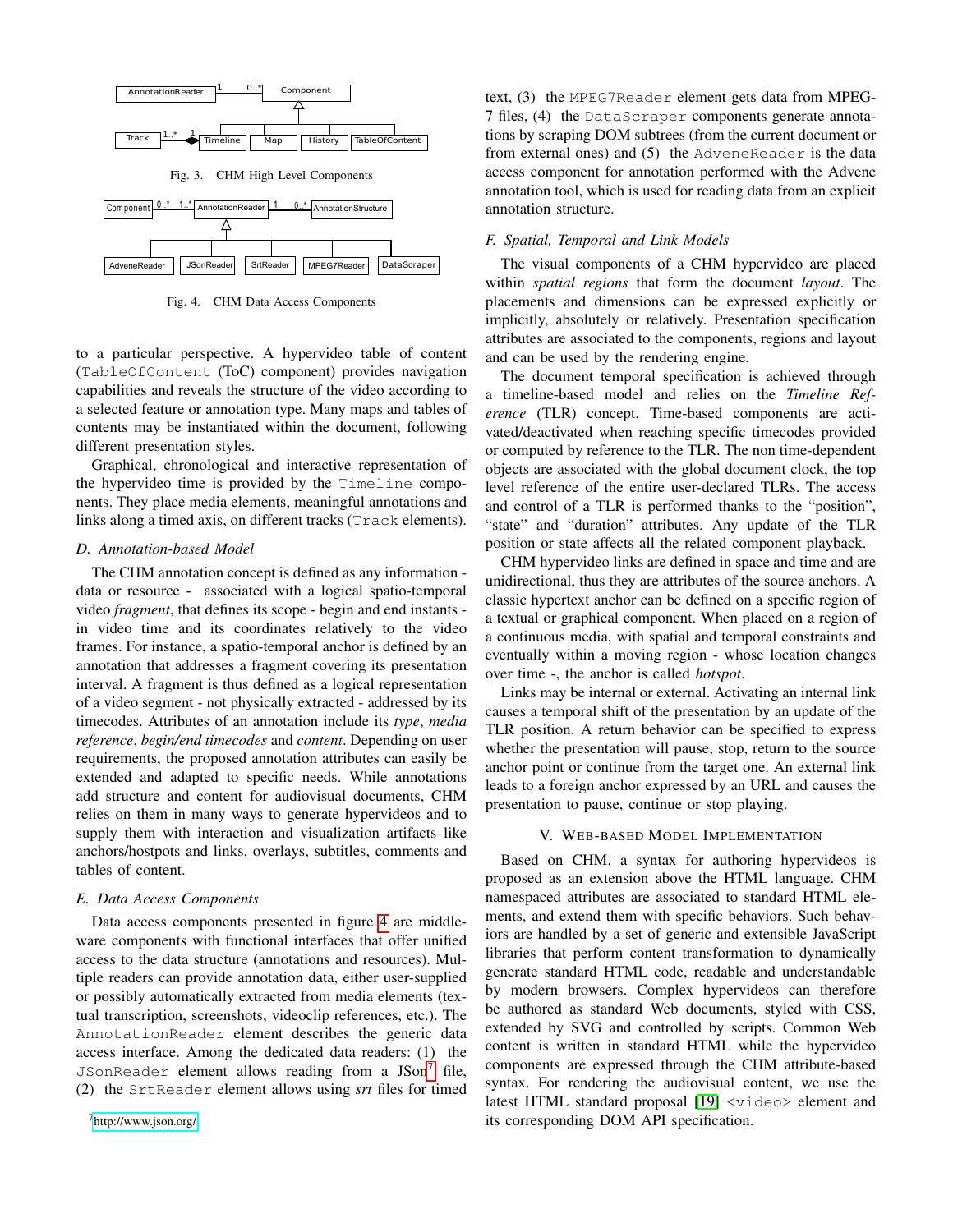Fig. 3. CHM High Level Components

Fig. 4. CHM Data Access Components

to a particular perspective. A hypervideo table of content (`TableOfContent` (ToC) component) provides navigation capabilities and reveals the structure of the video according to a selected feature or annotation type. Many maps and tables of contents may be instantiated within the document, following different presentation styles.

Graphical, chronological and interactive representation of the hypervideo time is provided by the `Timeline` components. They place media elements, meaningful annotations and links along a timed axis, on different tracks (`Track` elements).

### D. Annotation-based Model

The CHM annotation concept is defined as any information - data or resource - associated with a logical spatio-temporal video *fragment*, that defines its scope - begin and end instants - in video time and its coordinates relatively to the video frames. For instance, a spatio-temporal anchor is defined by an annotation that addresses a fragment covering its presentation interval. A fragment is thus defined as a logical representation of a video segment - not physically extracted - addressed by its timecodes. Attributes of an annotation include its *type*, *media reference*, *begin/end timecodes* and *content*. Depending on user requirements, the proposed annotation attributes can easily be extended and adapted to specific needs. While annotations add structure and content for audiovisual documents, CHM relies on them in many ways to generate hypervideos and to supply them with interaction and visualization artifacts like anchors/hostpots and links, overlays, subtitles, comments and tables of content.

### E. Data Access Components

Data access components presented in figure 4 are middleware components with functional interfaces that offer unified access to the data structure (annotations and resources). Multiple readers can provide annotation data, either user-supplied or possibly automatically extracted from media elements (textual transcription, screenshots, videoclip references, etc.). The `AnnotationReader` element describes the generic data access interface. Among the dedicated data readers: (1) the `JSonReader` element allows reading from a JSon[7] file, (2) the `SrtReader` element allows using *srt* files for timed text, (3) the `MPEG7Reader` element gets data from MPEG-7 files, (4) the `DataScraper` components generate annotations by scraping DOM subtrees (from the current document or from external ones) and (5) the `AdveneReader` is the data access component for annotation performed with the Advene annotation tool, which is used for reading data from an explicit annotation structure.

[7] http://www.json.org/

### F. Spatial, Temporal and Link Models

The visual components of a CHM hypervideo are placed within *spatial regions* that form the document *layout*. The placements and dimensions can be expressed explicitly or implicitly, absolutely or relatively. Presentation specification attributes are associated to the components, regions and layout and can be used by the rendering engine.

The document temporal specification is achieved through a timeline-based model and relies on the *Timeline Reference* (TLR) concept. Time-based components are activated/deactivated when reaching specific timecodes provided or computed by reference to the TLR. The non time-dependent objects are associated with the global document clock, the top level reference of the entire user-declared TLRs. The access and control of a TLR is performed thanks to the "position", "state" and "duration" attributes. Any update of the TLR position or state affects all the related component playback.

CHM hypervideo links are defined in space and time and are unidirectional, thus they are attributes of the source anchors. A classic hypertext anchor can be defined on a specific region of a textual or graphical component. When placed on a region of a continuous media, with spatial and temporal constraints and eventually within a moving region - whose location changes over time -, the anchor is called *hotspot*.

Links may be internal or external. Activating an internal link causes a temporal shift of the presentation by an update of the TLR position. A return behavior can be specified to express whether the presentation will pause, stop, return to the source anchor point or continue from the target one. An external link leads to a foreign anchor expressed by an URL and causes the presentation to pause, continue or stop playing.

## V. Web-based Model Implementation

Based on CHM, a syntax for authoring hypervideos is proposed as an extension above the HTML language. CHM namespaced attributes are associated to standard HTML elements, and extend them with specific behaviors. Such behaviors are handled by a set of generic and extensible JavaScript libraries that perform content transformation to dynamically generate standard HTML code, readable and understandable by modern browsers. Complex hypervideos can therefore be authored as standard Web documents, styled with CSS, extended by SVG and controlled by scripts. Common Web content is written in standard HTML while the hypervideo components are expressed through the CHM attribute-based syntax. For rendering the audiovisual content, we use the latest HTML standard proposal [19] `<video>` element and its corresponding DOM API specification.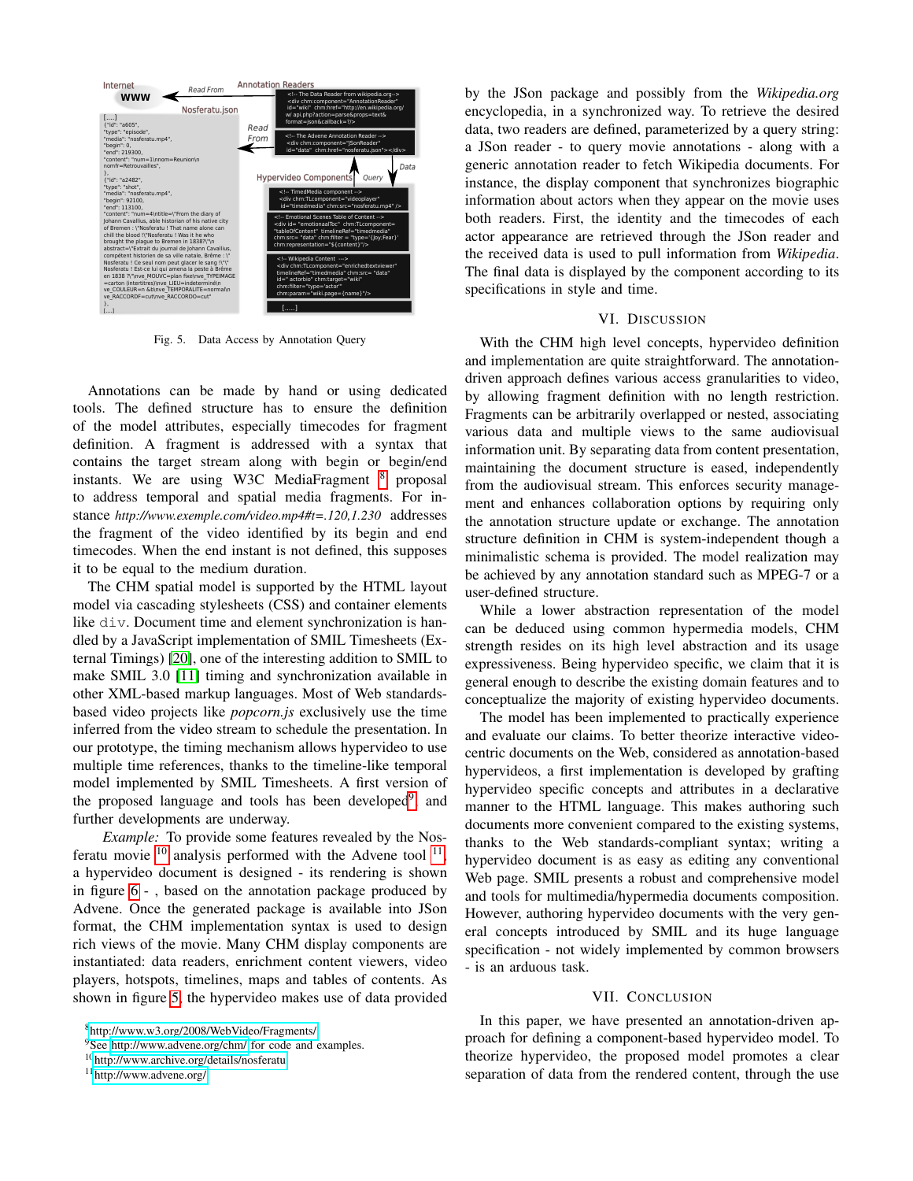Fig. 5. Data Access by Annotation Query

Annotations can be made by hand or using dedicated tools. The defined structure has to ensure the definition of the model attributes, especially timecodes for fragment definition. A fragment is addressed with a syntax that contains the target stream along with begin or begin/end instants. We are using W3C MediaFragment [8] proposal to address temporal and spatial media fragments. For instance *http://www.exemple.com/video.mp4#t=.120,1.230* addresses the fragment of the video identified by its begin and end timecodes. When the end instant is not defined, this supposes it to be equal to the medium duration.

The CHM spatial model is supported by the HTML layout model via cascading stylesheets (CSS) and container elements like `div`. Document time and element synchronization is handled by a JavaScript implementation of SMIL Timesheets (External Timings) [20], one of the interesting addition to SMIL to make SMIL 3.0 [11] timing and synchronization available in other XML-based markup languages. Most of Web standards-based video projects like *popcorn.js* exclusively use the time inferred from the video stream to schedule the presentation. In our prototype, the timing mechanism allows hypervideo to use multiple time references, thanks to the timeline-like temporal model implemented by SMIL Timesheets. A first version of the proposed language and tools has been developed[9] and further developments are underway.

*Example:* To provide some features revealed by the Nosferatu movie [10] analysis performed with the Advene tool [11], a hypervideo document is designed - its rendering is shown in figure 6 - , based on the annotation package produced by Advene. Once the generated package is available into JSon format, the CHM implementation syntax is used to design rich views of the movie. Many CHM display components are instantiated: data readers, enrichment content viewers, video players, hotspots, timelines, maps and tables of contents. As shown in figure 5, the hypervideo makes use of data provided by the JSon package and possibly from the *Wikipedia.org* encyclopedia, in a synchronized way. To retrieve the desired data, two readers are defined, parameterized by a query string: a JSon reader - to query movie annotations - along with a generic annotation reader to fetch Wikipedia documents. For instance, the display component that synchronizes biographic information about actors when they appear on the movie uses both readers. First, the identity and the timecodes of each actor appearance are retrieved through the JSon reader and the received data is used to pull information from *Wikipedia*. The final data is displayed by the component according to its specifications in style and time.

## VI. Discussion

With the CHM high level concepts, hypervideo definition and implementation are quite straightforward. The annotation-driven approach defines various access granularities to video, by allowing fragment definition with no length restriction. Fragments can be arbitrarily overlapped or nested, associating various data and multiple views to the same audiovisual information unit. By separating data from content presentation, maintaining the document structure is eased, independently from the audiovisual stream. This enforces security management and enhances collaboration options by requiring only the annotation structure update or exchange. The annotation structure definition in CHM is system-independent though a minimalistic schema is provided. The model realization may be achieved by any annotation standard such as MPEG-7 or a user-defined structure.

While a lower abstraction representation of the model can be deduced using common hypermedia models, CHM strength resides on its high level abstraction and its usage expressiveness. Being hypervideo specific, we claim that it is general enough to describe the existing domain features and to conceptualize the majority of existing hypervideo documents.

The model has been implemented to practically experience and evaluate our claims. To better theorize interactive video-centric documents on the Web, considered as annotation-based hypervideos, a first implementation is developed by grafting hypervideo specific concepts and attributes in a declarative manner to the HTML language. This makes authoring such documents more convenient compared to the existing systems, thanks to the Web standards-compliant syntax; writing a hypervideo document is as easy as editing any conventional Web page. SMIL presents a robust and comprehensive model and tools for multimedia/hypermedia documents composition. However, authoring hypervideo documents with the very general concepts introduced by SMIL and its huge language specification - not widely implemented by common browsers - is an arduous task.

## VII. Conclusion

In this paper, we have presented an annotation-driven approach for defining a component-based hypervideo model. To theorize hypervideo, the proposed model promotes a clear separation of data from the rendered content, through the use

[8] http://www.w3.org/2008/WebVideo/Fragments/

[9] See http://www.advene.org/chm/ for code and examples.

[10] http://www.archive.org/details/nosferatu

[11] http://www.advene.org/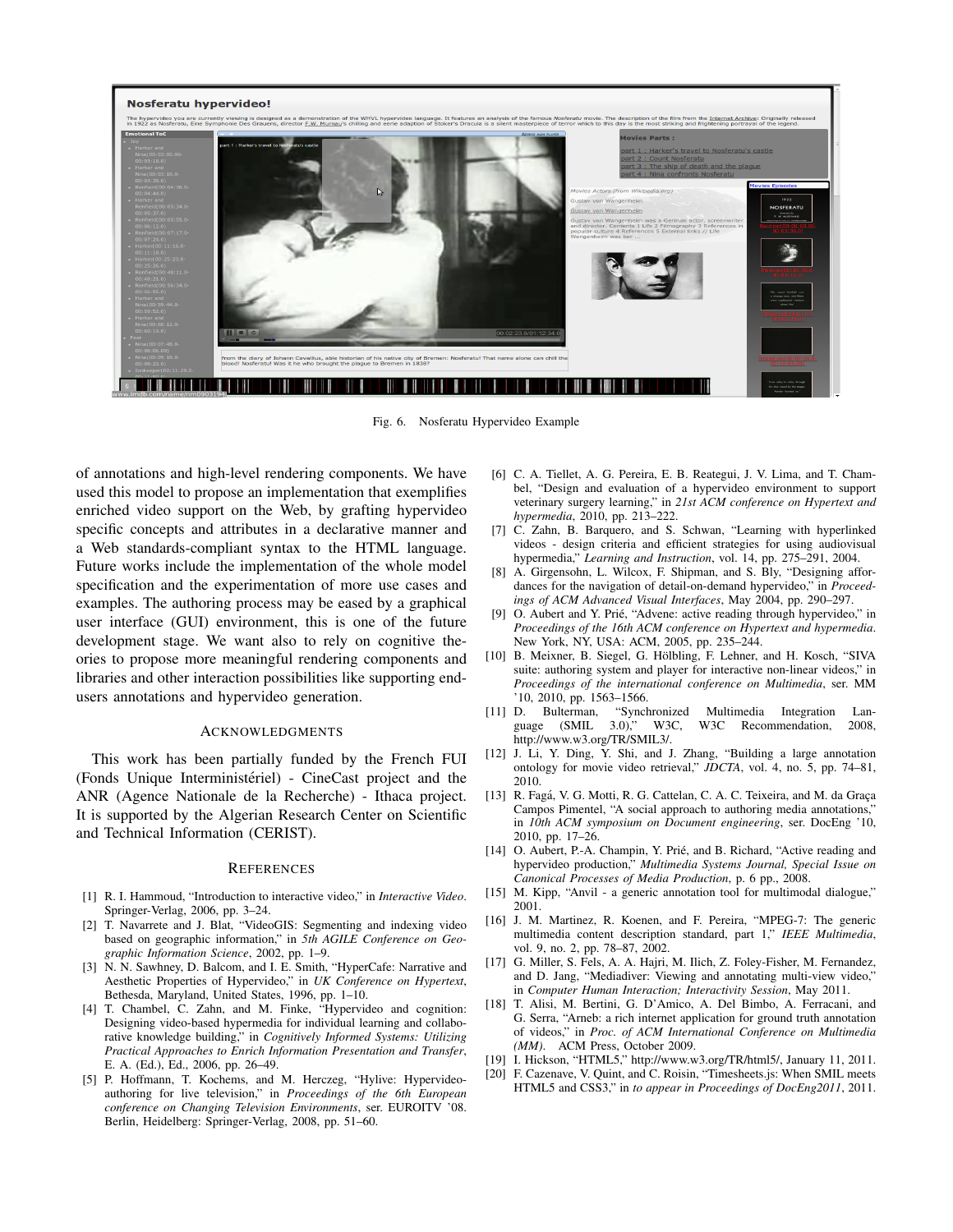Fig. 6. Nosferatu Hypervideo Example

of annotations and high-level rendering components. We have used this model to propose an implementation that exemplifies enriched video support on the Web, by grafting hypervideo specific concepts and attributes in a declarative manner and a Web standards-compliant syntax to the HTML language. Future works include the implementation of the whole model specification and the experimentation of more use cases and examples. The authoring process may be eased by a graphical user interface (GUI) environment, this is one of the future development stage. We want also to rely on cognitive theories to propose more meaningful rendering components and libraries and other interaction possibilities like supporting end-users annotations and hypervideo generation.

## Acknowledgments

This work has been partially funded by the French FUI (Fonds Unique Interministériel) - CineCast project and the ANR (Agence Nationale de la Recherche) - Ithaca project. It is supported by the Algerian Research Center on Scientific and Technical Information (CERIST).

## References

[1] R. I. Hammoud, "Introduction to interactive video," in *Interactive Video*. Springer-Verlag, 2006, pp. 3–24.

[2] T. Navarrete and J. Blat, "VideoGIS: Segmenting and indexing video based on geographic information," in *5th AGILE Conference on Geographic Information Science*, 2002, pp. 1–9.

[3] N. N. Sawhney, D. Balcom, and I. E. Smith, "HyperCafe: Narrative and Aesthetic Properties of Hypervideo," in *UK Conference on Hypertext*, Bethesda, Maryland, United States, 1996, pp. 1–10.

[4] T. Chambel, C. Zahn, and M. Finke, "Hypervideo and cognition: Designing video-based hypermedia for individual learning and collaborative knowledge building," in *Cognitively Informed Systems: Utilizing Practical Approaches to Enrich Information Presentation and Transfer*, E. A. (Ed.), Ed., 2006, pp. 26–49.

[5] P. Hoffmann, T. Kochems, and M. Herczeg, "Hylive: Hypervideo-authoring for live television," in *Proceedings of the 6th European conference on Changing Television Environments*, ser. EUROITV '08. Berlin, Heidelberg: Springer-Verlag, 2008, pp. 51–60.

[6] C. A. Tiellet, A. G. Pereira, E. B. Reategui, J. V. Lima, and T. Chambel, "Design and evaluation of a hypervideo environment to support veterinary surgery learning," in *21st ACM conference on Hypertext and hypermedia*, 2010, pp. 213–222.

[7] C. Zahn, B. Barquero, and S. Schwan, "Learning with hyperlinked videos - design criteria and efficient strategies for using audiovisual hypermedia," *Learning and Instruction*, vol. 14, pp. 275–291, 2004.

[8] A. Girgensohn, L. Wilcox, F. Shipman, and S. Bly, "Designing affordances for the navigation of detail-on-demand hypervideo," in *Proceedings of ACM Advanced Visual Interfaces*, May 2004, pp. 290–297.

[9] O. Aubert and Y. Prié, "Advene: active reading through hypervideo," in *Proceedings of the 16th ACM conference on Hypertext and hypermedia*. New York, NY, USA: ACM, 2005, pp. 235–244.

[10] B. Meixner, B. Siegel, G. Hölbling, F. Lehner, and H. Kosch, "SIVA suite: authoring system and player for interactive non-linear videos," in *Proceedings of the international conference on Multimedia*, ser. MM '10, 2010, pp. 1563–1566.

[11] D. Bulterman, "Synchronized Multimedia Integration Language (SMIL 3.0)," W3C, W3C Recommendation, 2008, http://www.w3.org/TR/SMIL3/.

[12] J. Li, Y. Ding, Y. Shi, and J. Zhang, "Building a large annotation ontology for movie video retrieval," *JDCTA*, vol. 4, no. 5, pp. 74–81, 2010.

[13] R. Fagá, V. G. Motti, R. G. Cattelan, C. A. C. Teixeira, and M. da Graça Campos Pimentel, "A social approach to authoring media annotations," in *10th ACM symposium on Document engineering*, ser. DocEng '10, 2010, pp. 17–26.

[14] O. Aubert, P.-A. Champin, Y. Prié, and B. Richard, "Active reading and hypervideo production," *Multimedia Systems Journal, Special Issue on Canonical Processes of Media Production*, p. 6 pp., 2008.

[15] M. Kipp, "Anvil - a generic annotation tool for multimodal dialogue," 2001.

[16] J. M. Martinez, R. Koenen, and F. Pereira, "MPEG-7: The generic multimedia content description standard, part 1," *IEEE Multimedia*, vol. 9, no. 2, pp. 78–87, 2002.

[17] G. Miller, S. Fels, A. A. Hajri, M. Ilich, Z. Foley-Fisher, M. Fernandez, and D. Jang, "Mediadiver: Viewing and annotating multi-view video," in *Computer Human Interaction; Interactivity Session*, May 2011.

[18] T. Alisi, M. Bertini, G. D'Amico, A. Del Bimbo, A. Ferracani, and G. Serra, "Arneb: a rich internet application for ground truth annotation of videos," in *Proc. of ACM International Conference on Multimedia (MM)*. ACM Press, October 2009.

[19] I. Hickson, "HTML5," http://www.w3.org/TR/html5/, January 11, 2011.

[20] F. Cazenave, V. Quint, and C. Roisin, "Timesheets.js: When SMIL meets HTML5 and CSS3," in *to appear in Proceedings of DocEng2011*, 2011.